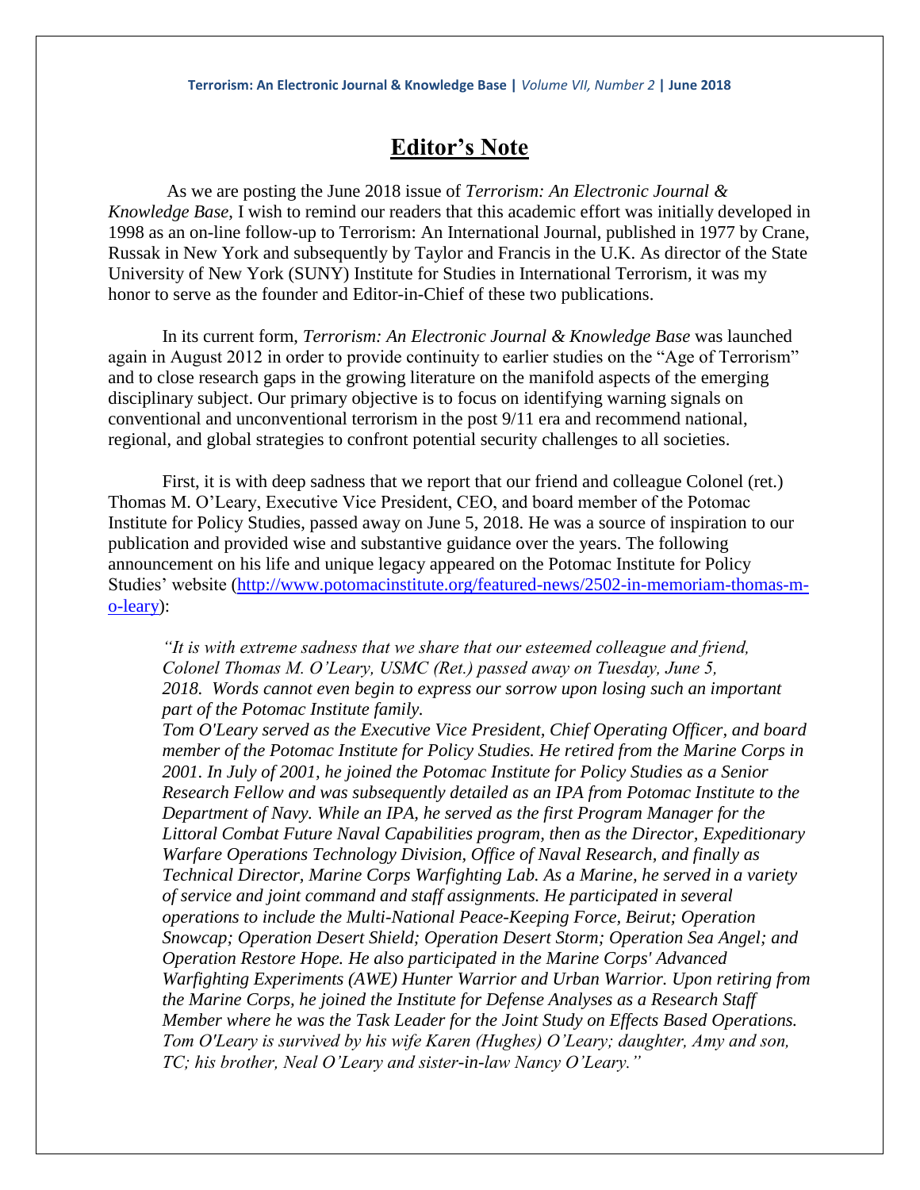# Editor's Note

As we are posting the June 2018 issue of *Terrorism: An Electronic Journal & Knowledge Base*, I wish to remind our readers that this academic effort was initially developed in 1998 as an on-line follow-up to Terrorism: An International Journal, published in 1977 by Crane, Russak in New York and subsequently by Taylor and Francis in the U.K. As director of the State University of New York (SUNY) Institute for Studies in International Terrorism, it was my honor to serve as the founder and Editor-in-Chief of these two publications.

In its current form, *Terrorism: An Electronic Journal & Knowledge Base* was launched again in August 2012 in order to provide continuity to earlier studies on the "Age of Terrorism" and to close research gaps in the growing literature on the manifold aspects of the emerging disciplinary subject. Our primary objective is to focus on identifying warning signals on conventional and unconventional terrorism in the post 9/11 era and recommend national, regional, and global strategies to confront potential security challenges to all societies.

First, it is with deep sadness that we report that our friend and colleague Colonel (ret.) Thomas M. O'Leary, Executive Vice President, CEO, and board member of the Potomac Institute for Policy Studies, passed away on June 5, 2018. He was a source of inspiration to our publication and provided wise and substantive guidance over the years. The following announcement on his life and unique legacy appeared on the Potomac Institute for Policy Studies' website (http://www.potomacinstitute.org/featured-news/2502-in-memoriam-thomas-m-o-leary):

> *"It is with extreme sadness that we share that our esteemed colleague and friend, Colonel Thomas M. O'Leary, USMC (Ret.) passed away on Tuesday, June 5, 2018. Words cannot even begin to express our sorrow upon losing such an important part of the Potomac Institute family.*
> *Tom O'Leary served as the Executive Vice President, Chief Operating Officer, and board member of the Potomac Institute for Policy Studies. He retired from the Marine Corps in 2001. In July of 2001, he joined the Potomac Institute for Policy Studies as a Senior Research Fellow and was subsequently detailed as an IPA from Potomac Institute to the Department of Navy. While an IPA, he served as the first Program Manager for the Littoral Combat Future Naval Capabilities program, then as the Director, Expeditionary Warfare Operations Technology Division, Office of Naval Research, and finally as Technical Director, Marine Corps Warfighting Lab. As a Marine, he served in a variety of service and joint command and staff assignments. He participated in several operations to include the Multi-National Peace-Keeping Force, Beirut; Operation Snowcap; Operation Desert Shield; Operation Desert Storm; Operation Sea Angel; and Operation Restore Hope. He also participated in the Marine Corps' Advanced Warfighting Experiments (AWE) Hunter Warrior and Urban Warrior. Upon retiring from the Marine Corps, he joined the Institute for Defense Analyses as a Research Staff Member where he was the Task Leader for the Joint Study on Effects Based Operations. Tom O'Leary is survived by his wife Karen (Hughes) O'Leary; daughter, Amy and son, TC; his brother, Neal O'Leary and sister-in-law Nancy O'Leary."*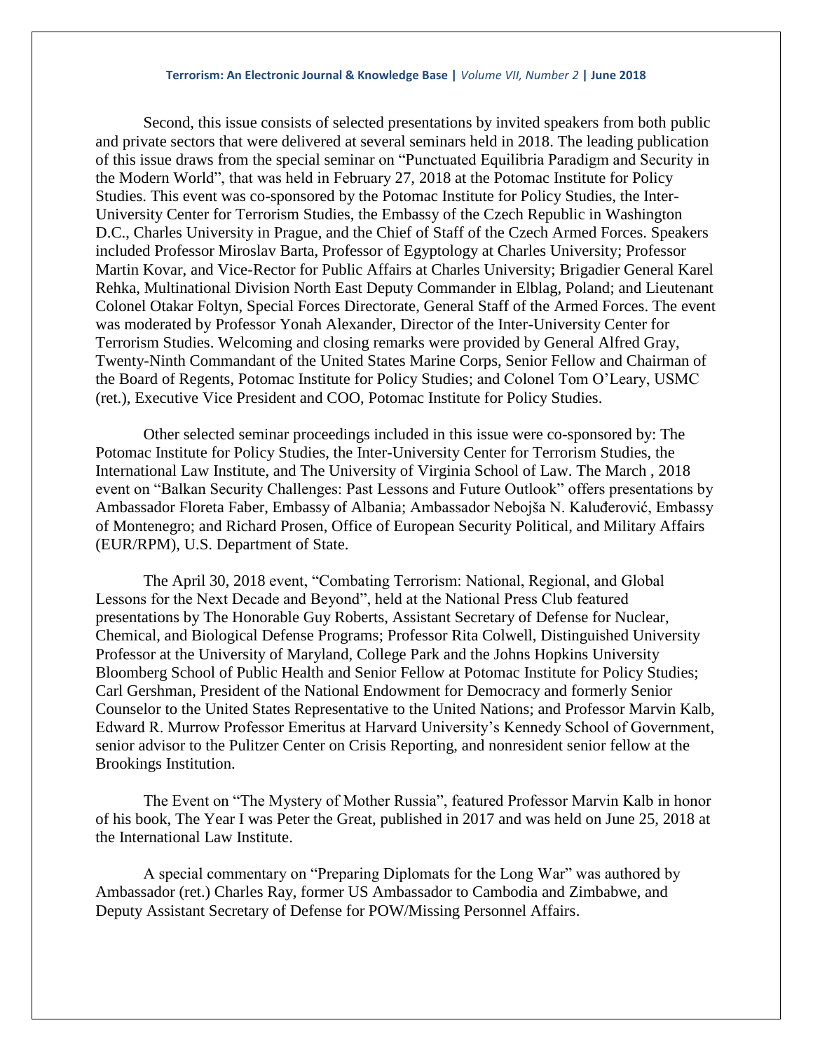Second, this issue consists of selected presentations by invited speakers from both public and private sectors that were delivered at several seminars held in 2018. The leading publication of this issue draws from the special seminar on "Punctuated Equilibria Paradigm and Security in the Modern World", that was held in February 27, 2018 at the Potomac Institute for Policy Studies. This event was co-sponsored by the Potomac Institute for Policy Studies, the Inter-University Center for Terrorism Studies, the Embassy of the Czech Republic in Washington D.C., Charles University in Prague, and the Chief of Staff of the Czech Armed Forces. Speakers included Professor Miroslav Barta, Professor of Egyptology at Charles University; Professor Martin Kovar, and Vice-Rector for Public Affairs at Charles University; Brigadier General Karel Rehka, Multinational Division North East Deputy Commander in Elblag, Poland; and Lieutenant Colonel Otakar Foltyn, Special Forces Directorate, General Staff of the Armed Forces. The event was moderated by Professor Yonah Alexander, Director of the Inter-University Center for Terrorism Studies. Welcoming and closing remarks were provided by General Alfred Gray, Twenty-Ninth Commandant of the United States Marine Corps, Senior Fellow and Chairman of the Board of Regents, Potomac Institute for Policy Studies; and Colonel Tom O'Leary, USMC (ret.), Executive Vice President and COO, Potomac Institute for Policy Studies.

Other selected seminar proceedings included in this issue were co-sponsored by: The Potomac Institute for Policy Studies, the Inter-University Center for Terrorism Studies, the International Law Institute, and The University of Virginia School of Law. The March , 2018 event on "Balkan Security Challenges: Past Lessons and Future Outlook" offers presentations by Ambassador Floreta Faber, Embassy of Albania; Ambassador Nebojša N. Kaluđerović, Embassy of Montenegro; and Richard Prosen, Office of European Security Political, and Military Affairs (EUR/RPM), U.S. Department of State.

The April 30, 2018 event, "Combating Terrorism: National, Regional, and Global Lessons for the Next Decade and Beyond", held at the National Press Club featured presentations by The Honorable Guy Roberts, Assistant Secretary of Defense for Nuclear, Chemical, and Biological Defense Programs; Professor Rita Colwell, Distinguished University Professor at the University of Maryland, College Park and the Johns Hopkins University Bloomberg School of Public Health and Senior Fellow at Potomac Institute for Policy Studies; Carl Gershman, President of the National Endowment for Democracy and formerly Senior Counselor to the United States Representative to the United Nations; and Professor Marvin Kalb, Edward R. Murrow Professor Emeritus at Harvard University's Kennedy School of Government, senior advisor to the Pulitzer Center on Crisis Reporting, and nonresident senior fellow at the Brookings Institution.

The Event on "The Mystery of Mother Russia", featured Professor Marvin Kalb in honor of his book, The Year I was Peter the Great, published in 2017 and was held on June 25, 2018 at the International Law Institute.

A special commentary on "Preparing Diplomats for the Long War" was authored by Ambassador (ret.) Charles Ray, former US Ambassador to Cambodia and Zimbabwe, and Deputy Assistant Secretary of Defense for POW/Missing Personnel Affairs.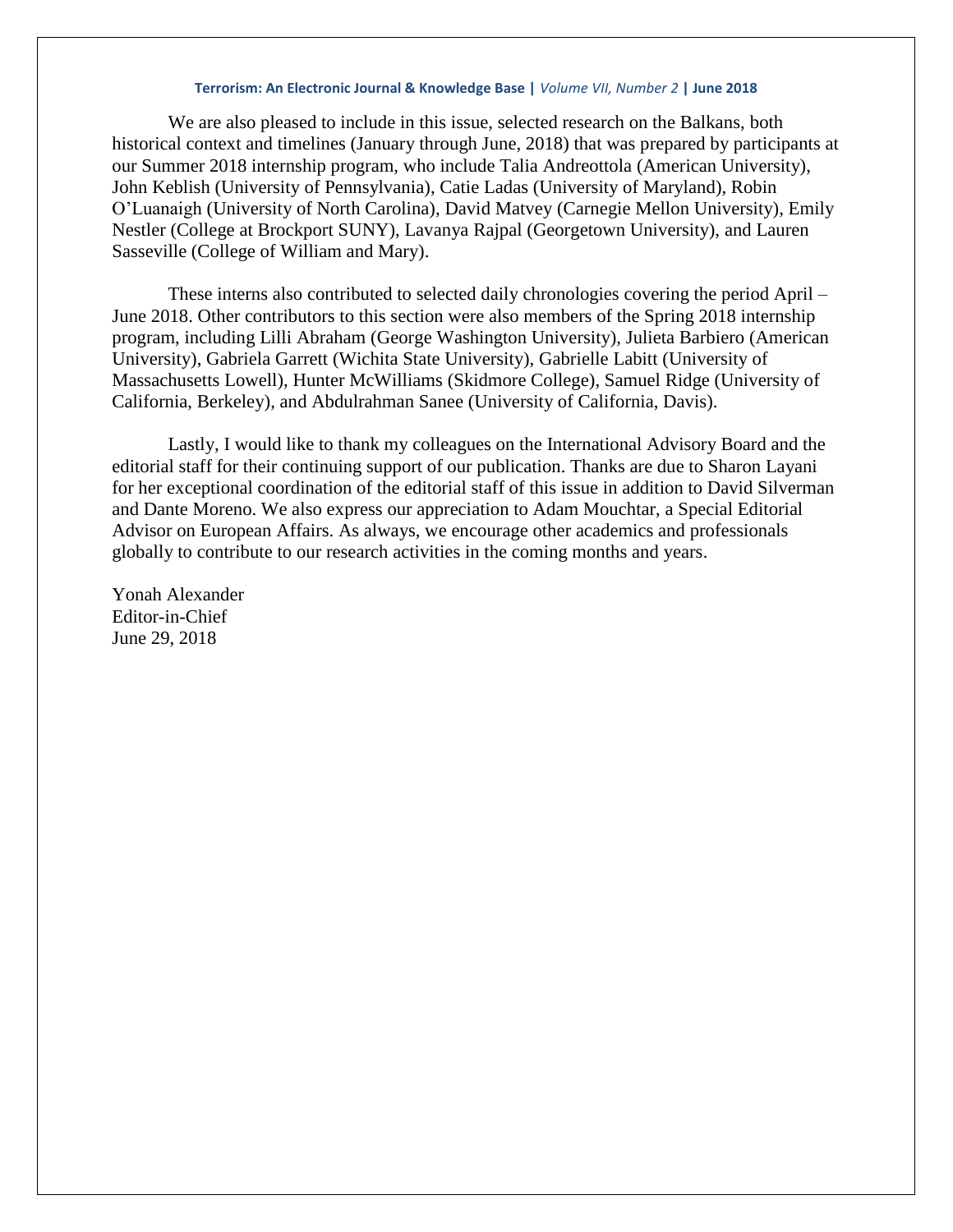We are also pleased to include in this issue, selected research on the Balkans, both historical context and timelines (January through June, 2018) that was prepared by participants at our Summer 2018 internship program, who include Talia Andreottola (American University), John Keblish (University of Pennsylvania), Catie Ladas (University of Maryland), Robin O'Luanaigh (University of North Carolina), David Matvey (Carnegie Mellon University), Emily Nestler (College at Brockport SUNY), Lavanya Rajpal (Georgetown University), and Lauren Sasseville (College of William and Mary).

These interns also contributed to selected daily chronologies covering the period April – June 2018. Other contributors to this section were also members of the Spring 2018 internship program, including Lilli Abraham (George Washington University), Julieta Barbiero (American University), Gabriela Garrett (Wichita State University), Gabrielle Labitt (University of Massachusetts Lowell), Hunter McWilliams (Skidmore College), Samuel Ridge (University of California, Berkeley), and Abdulrahman Sanee (University of California, Davis).

Lastly, I would like to thank my colleagues on the International Advisory Board and the editorial staff for their continuing support of our publication. Thanks are due to Sharon Layani for her exceptional coordination of the editorial staff of this issue in addition to David Silverman and Dante Moreno. We also express our appreciation to Adam Mouchtar, a Special Editorial Advisor on European Affairs. As always, we encourage other academics and professionals globally to contribute to our research activities in the coming months and years.

Yonah Alexander
Editor-in-Chief
June 29, 2018